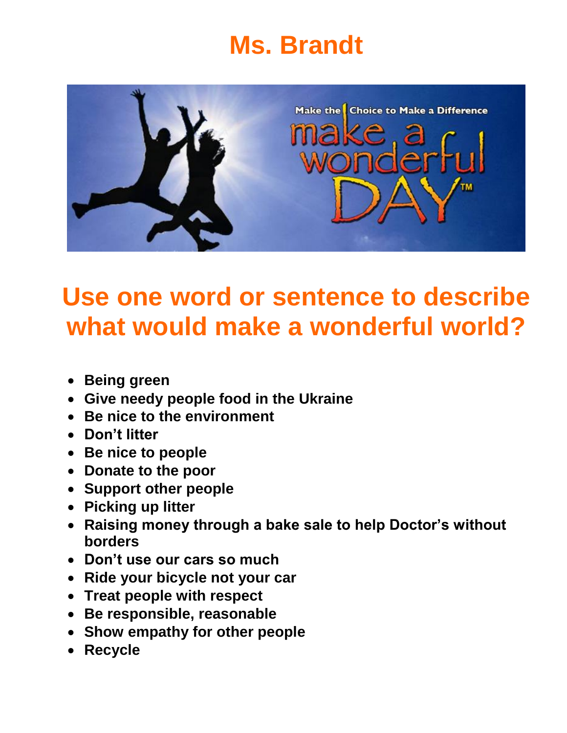# Ms. Brandt

## Use one word or sentence to describe what would make a wonderful world?

- **Being green**
- **Give needy people food in the Ukraine**
- **Be nice to the environment**
- **Don't litter**
- **Be nice to people**
- **Donate to the poor**
- **Support other people**
- **Picking up litter**
- **Raising money through a bake sale to help Doctor's without borders**
- **Don't use our cars so much**
- **Ride your bicycle not your car**
- **Treat people with respect**
- **Be responsible, reasonable**
- **Show empathy for other people**
- **Recycle**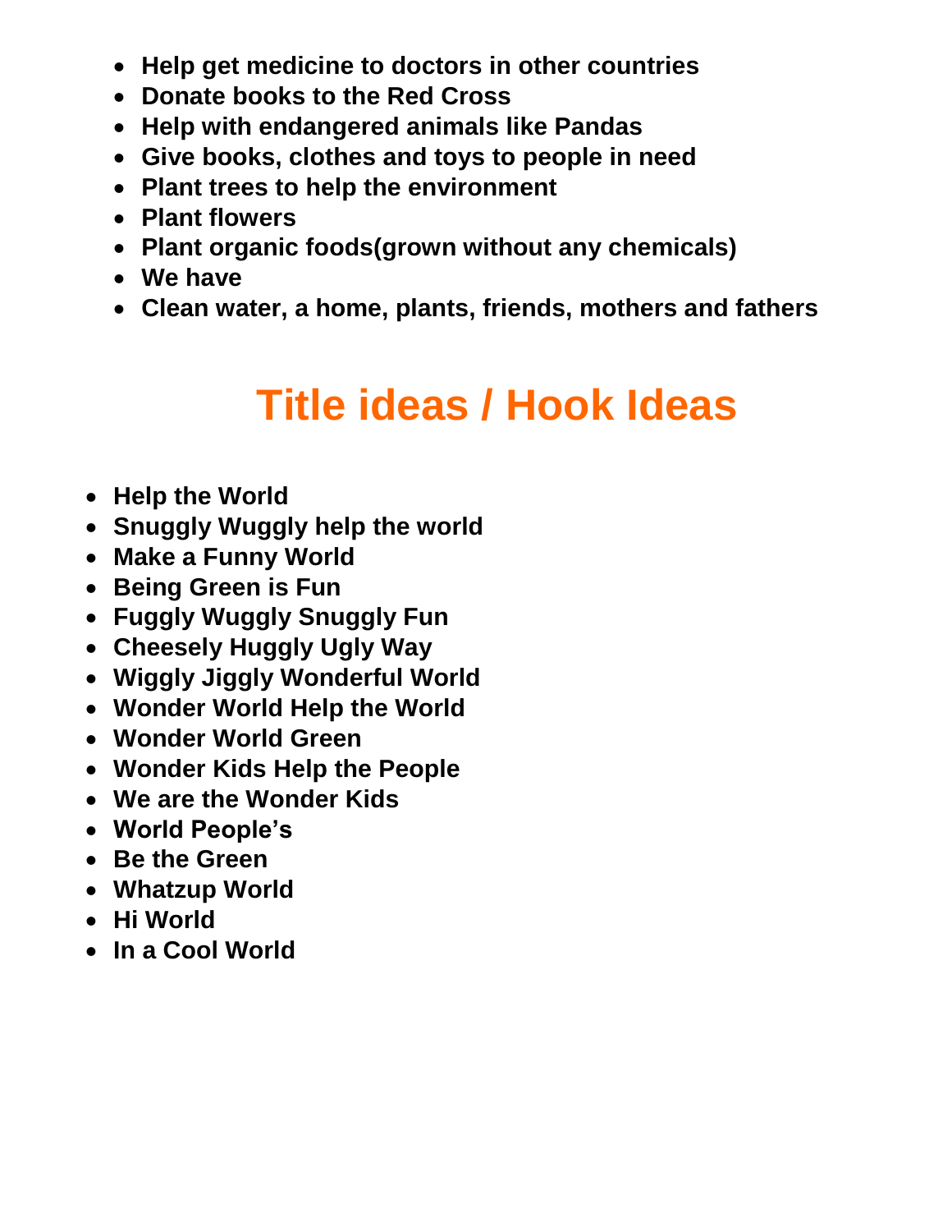- **Help get medicine to doctors in other countries**
- **Donate books to the Red Cross**
- **Help with endangered animals like Pandas**
- **Give books, clothes and toys to people in need**
- **Plant trees to help the environment**
- **Plant flowers**
- **Plant organic foods(grown without any chemicals)**
- **We have**
- **Clean water, a home, plants, friends, mothers and fathers**

# Title ideas / Hook Ideas

- **Help the World**
- **Snuggly Wuggly help the world**
- **Make a Funny World**
- **Being Green is Fun**
- **Fuggly Wuggly Snuggly Fun**
- **Cheesely Huggly Ugly Way**
- **Wiggly Jiggly Wonderful World**
- **Wonder World Help the World**
- **Wonder World Green**
- **Wonder Kids Help the People**
- **We are the Wonder Kids**
- **World People's**
- **Be the Green**
- **Whatzup World**
- **Hi World**
- **In a Cool World**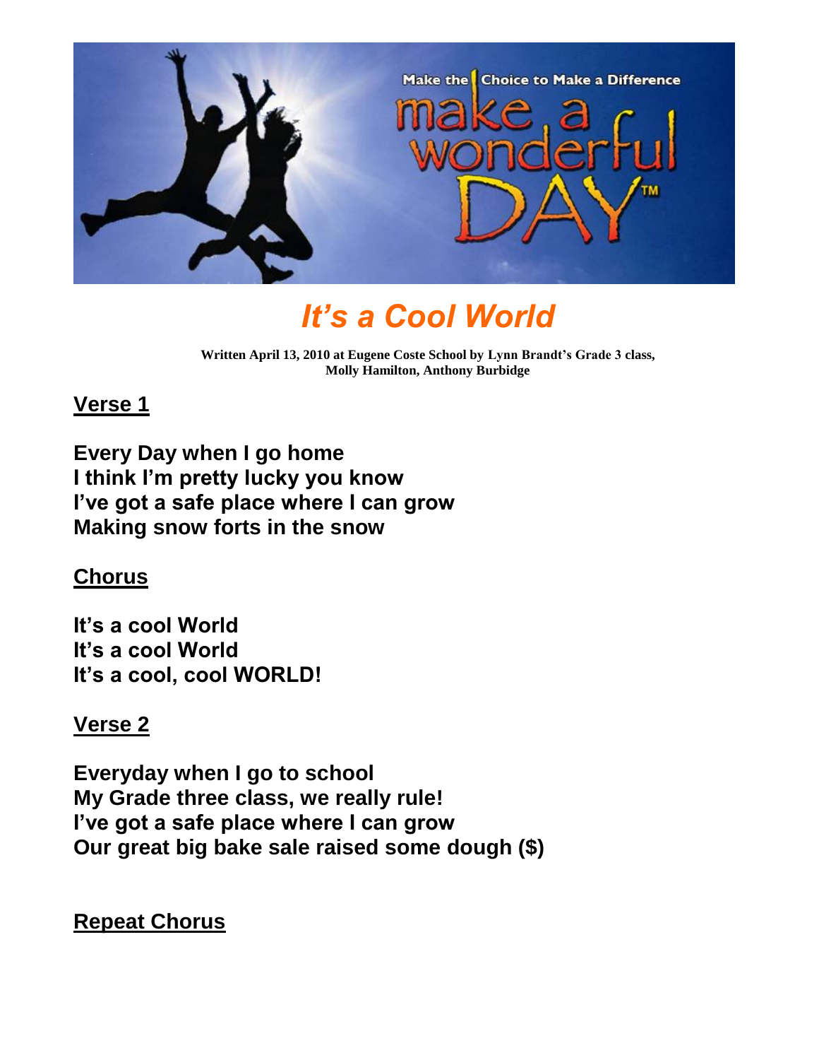# It's a Cool World

**Written April 13, 2010 at Eugene Coste School by Lynn Brandt's Grade 3 class, Molly Hamilton, Anthony Burbidge**

## Verse 1

**Every Day when I go home**
**I think I'm pretty lucky you know**
**I've got a safe place where I can grow**
**Making snow forts in the snow**

## Chorus

**It's a cool World**
**It's a cool World**
**It's a cool, cool WORLD!**

## Verse 2

**Everyday when I go to school**
**My Grade three class, we really rule!**
**I've got a safe place where I can grow**
**Our great big bake sale raised some dough ($)**

## Repeat Chorus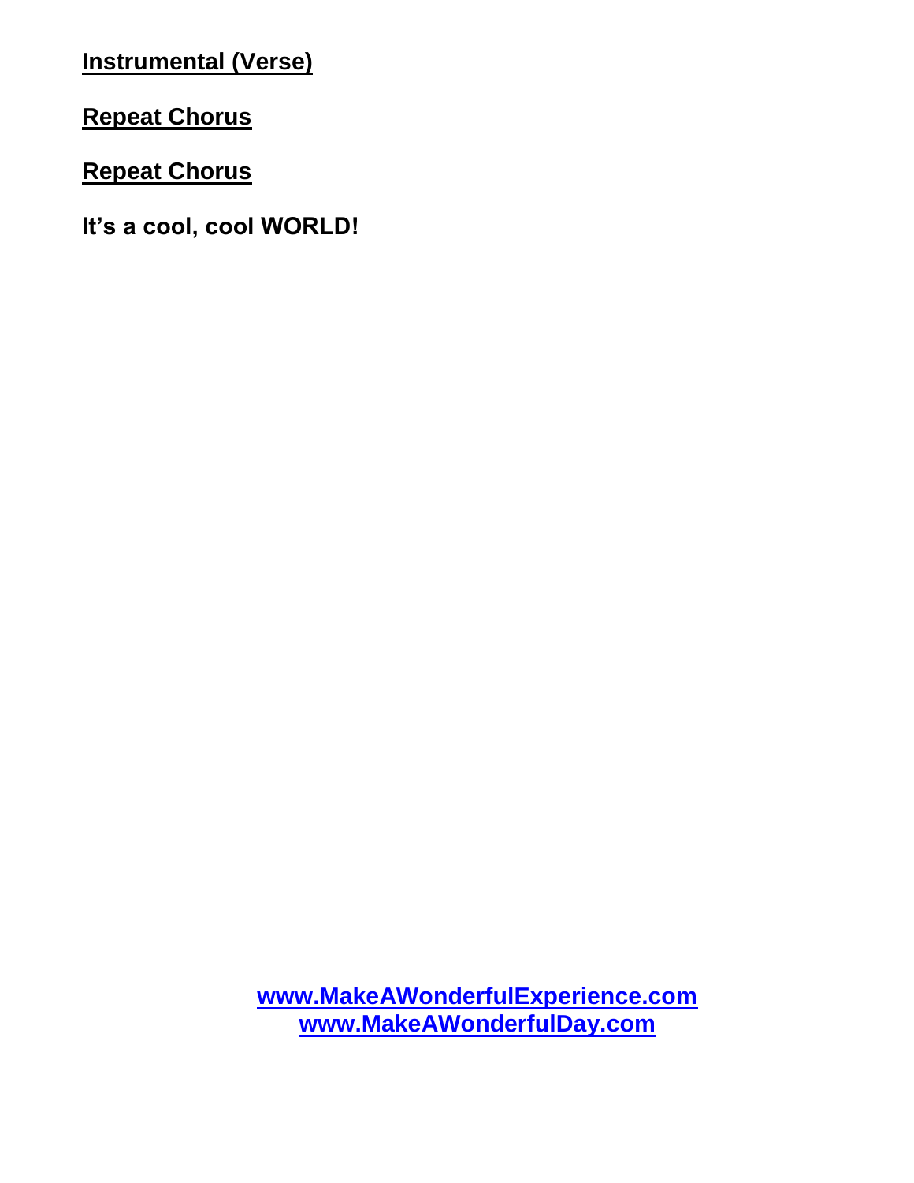**<u>Instrumental (Verse)</u>**

**<u>Repeat Chorus</u>**

**<u>Repeat Chorus</u>**

**It's a cool, cool WORLD!**

**www.MakeAWonderfulExperience.com**
**www.MakeAWonderfulDay.com**